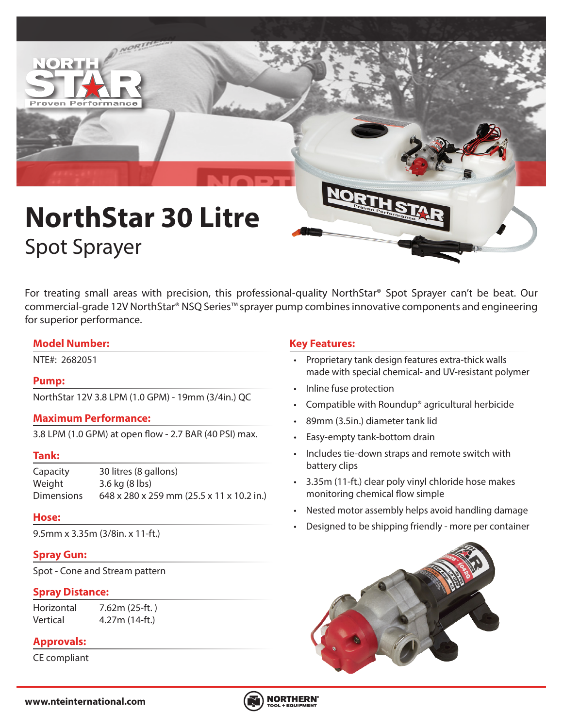# NorthStar 30 Litre

## Spot Sprayer

For treating small areas with precision, this professional-quality NorthStar® Spot Sprayer can't be beat. Our commercial-grade 12V NorthStar® NSQ Series™ sprayer pump combines innovative components and engineering for superior performance.

### Model Number:

NTE#: 2682051

### Pump:

NorthStar 12V 3.8 LPM (1.0 GPM) - 19mm (3/4in.) QC

### Maximum Performance:

3.8 LPM (1.0 GPM) at open flow - 2.7 BAR (40 PSI) max.

### Tank:

| | |
|---|---|
| Capacity | 30 litres (8 gallons) |
| Weight | 3.6 kg (8 lbs) |
| Dimensions | 648 x 280 x 259 mm (25.5 x 11 x 10.2 in.) |

### Hose:

9.5mm x 3.35m (3/8in. x 11-ft.)

### Spray Gun:

Spot - Cone and Stream pattern

### Spray Distance:

| | |
|---|---|
| Horizontal | 7.62m (25-ft. ) |
| Vertical | 4.27m (14-ft.) |

### Approvals:

CE compliant

### Key Features:

- Proprietary tank design features extra-thick walls made with special chemical- and UV-resistant polymer
- Inline fuse protection
- Compatible with Roundup® agricultural herbicide
- 89mm (3.5in.) diameter tank lid
- Easy-empty tank-bottom drain
- Includes tie-down straps and remote switch with battery clips
- 3.35m (11-ft.) clear poly vinyl chloride hose makes monitoring chemical flow simple
- Nested motor assembly helps avoid handling damage
- Designed to be shipping friendly - more per container

www.nteinternational.com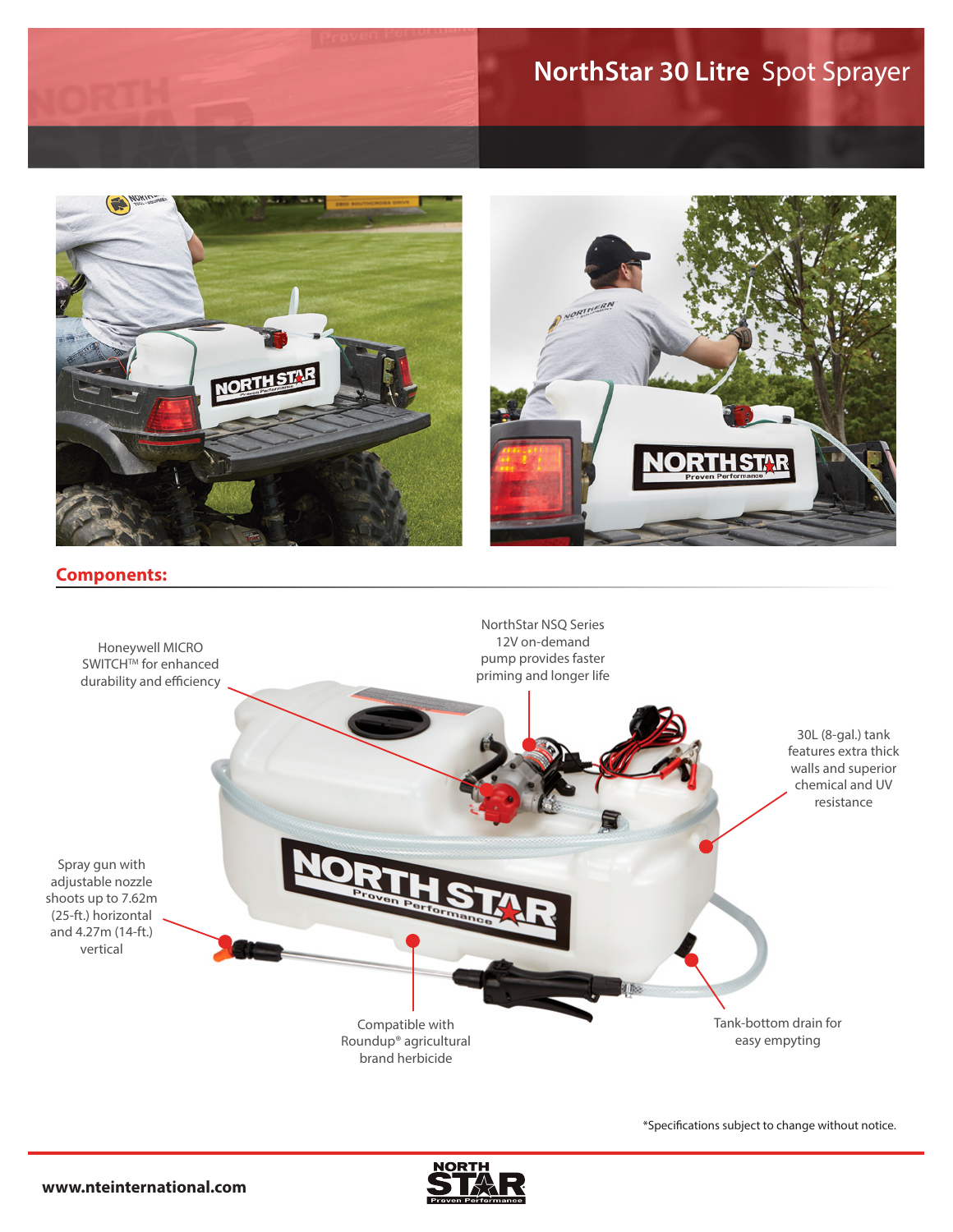# NorthStar 30 Litre Spot Sprayer

## Components:

Honeywell MICRO SWITCH™ for enhanced durability and efficiency

NorthStar NSQ Series 12V on-demand pump provides faster priming and longer life

30L (8-gal.) tank features extra thick walls and superior chemical and UV resistance

Spray gun with adjustable nozzle shoots up to 7.62m (25-ft.) horizontal and 4.27m (14-ft.) vertical

Compatible with Roundup® agricultural brand herbicide

Tank-bottom drain for easy emptying

*Specifications subject to change without notice.

**www.nteinternational.com**